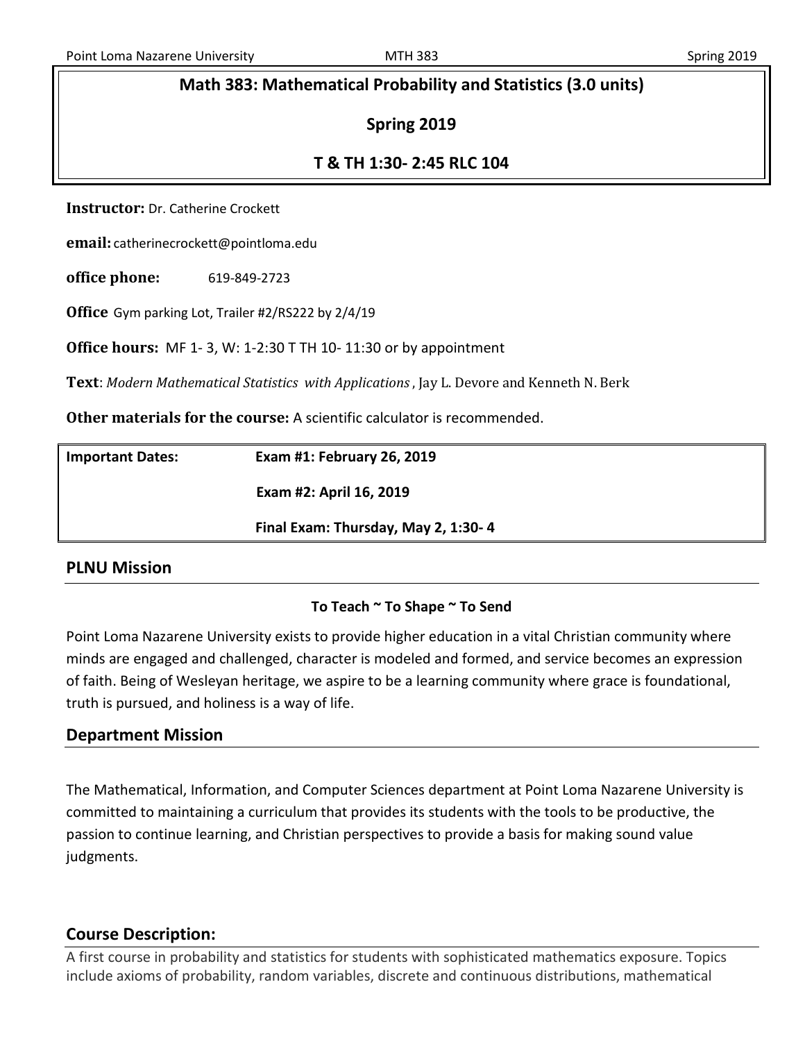# Math 383: Mathematical Probability and Statistics (3.0 units)

## Spring 2019

## T & TH 1:30- 2:45 RLC 104

**Instructor:** Dr. Catherine Crockett

**email:** catherinecrockett@pointloma.edu

**office phone:** 619-849-2723

**Office** Gym parking Lot, Trailer #2/RS222 by 2/4/19

**Office hours:** MF 1- 3, W: 1-2:30 T TH 10- 11:30 or by appointment

**Text**: *Modern Mathematical Statistics with Applications*, Jay L. Devore and Kenneth N. Berk

**Other materials for the course:** A scientific calculator is recommended.

| **Important Dates:** | **Exam #1: February 26, 2019** |
|---|---|
| | **Exam #2: April 16, 2019** |
| | **Final Exam: Thursday, May 2, 1:30- 4** |

## PLNU Mission

**To Teach ~ To Shape ~ To Send**

Point Loma Nazarene University exists to provide higher education in a vital Christian community where minds are engaged and challenged, character is modeled and formed, and service becomes an expression of faith. Being of Wesleyan heritage, we aspire to be a learning community where grace is foundational, truth is pursued, and holiness is a way of life.

## Department Mission

The Mathematical, Information, and Computer Sciences department at Point Loma Nazarene University is committed to maintaining a curriculum that provides its students with the tools to be productive, the passion to continue learning, and Christian perspectives to provide a basis for making sound value judgments.

## Course Description:

A first course in probability and statistics for students with sophisticated mathematics exposure. Topics include axioms of probability, random variables, discrete and continuous distributions, mathematical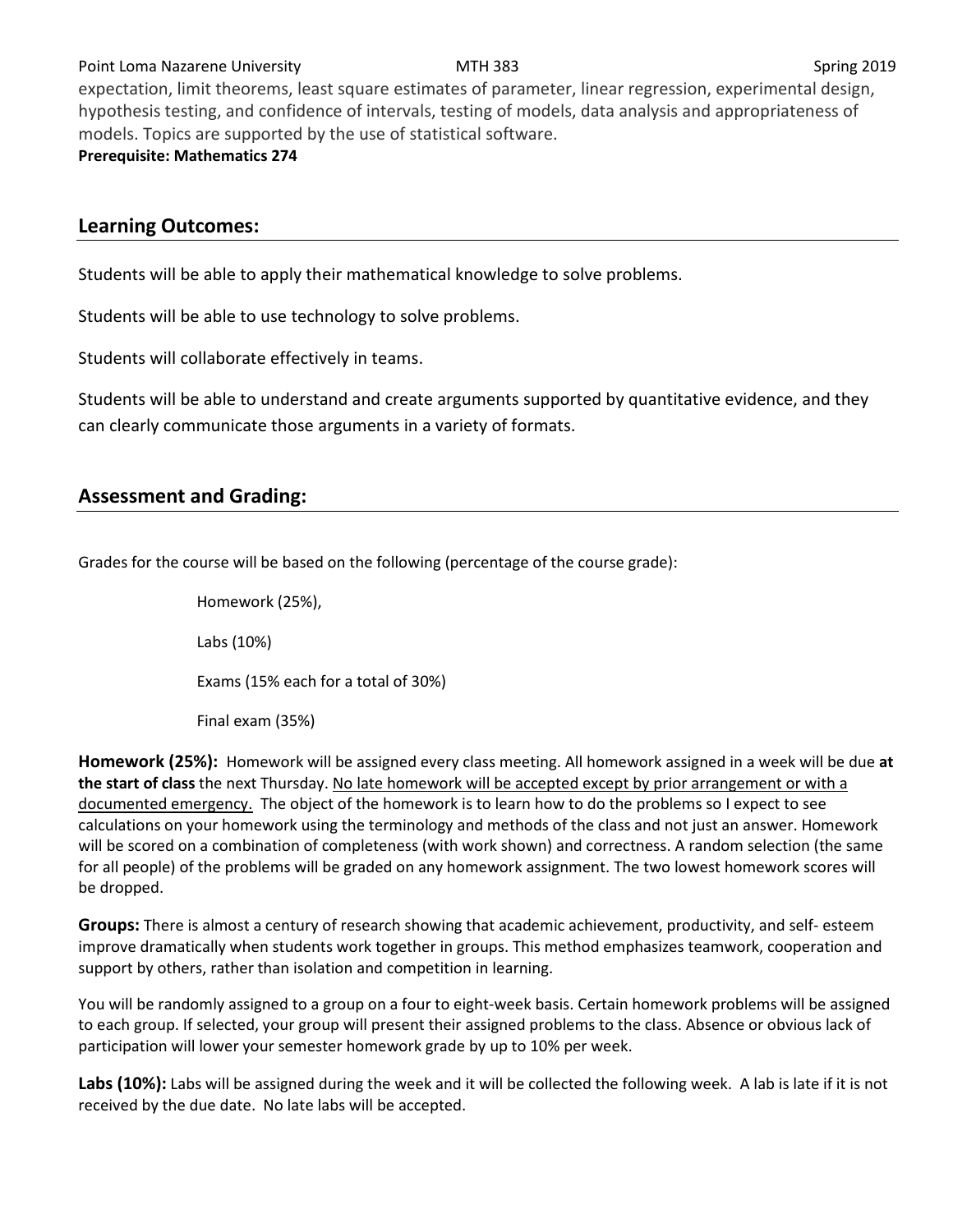expectation, limit theorems, least square estimates of parameter, linear regression, experimental design, hypothesis testing, and confidence of intervals, testing of models, data analysis and appropriateness of models. Topics are supported by the use of statistical software.

**Prerequisite: Mathematics 274**

## Learning Outcomes:

Students will be able to apply their mathematical knowledge to solve problems.

Students will be able to use technology to solve problems.

Students will collaborate effectively in teams.

Students will be able to understand and create arguments supported by quantitative evidence, and they can clearly communicate those arguments in a variety of formats.

## Assessment and Grading:

Grades for the course will be based on the following (percentage of the course grade):

Homework (25%),

Labs (10%)

Exams (15% each for a total of 30%)

Final exam (35%)

**Homework (25%):** Homework will be assigned every class meeting. All homework assigned in a week will be due **at the start of class** the next Thursday. No late homework will be accepted except by prior arrangement or with a documented emergency. The object of the homework is to learn how to do the problems so I expect to see calculations on your homework using the terminology and methods of the class and not just an answer. Homework will be scored on a combination of completeness (with work shown) and correctness. A random selection (the same for all people) of the problems will be graded on any homework assignment. The two lowest homework scores will be dropped.

**Groups:** There is almost a century of research showing that academic achievement, productivity, and self- esteem improve dramatically when students work together in groups. This method emphasizes teamwork, cooperation and support by others, rather than isolation and competition in learning.

You will be randomly assigned to a group on a four to eight-week basis. Certain homework problems will be assigned to each group. If selected, your group will present their assigned problems to the class. Absence or obvious lack of participation will lower your semester homework grade by up to 10% per week.

**Labs (10%):** Labs will be assigned during the week and it will be collected the following week. A lab is late if it is not received by the due date. No late labs will be accepted.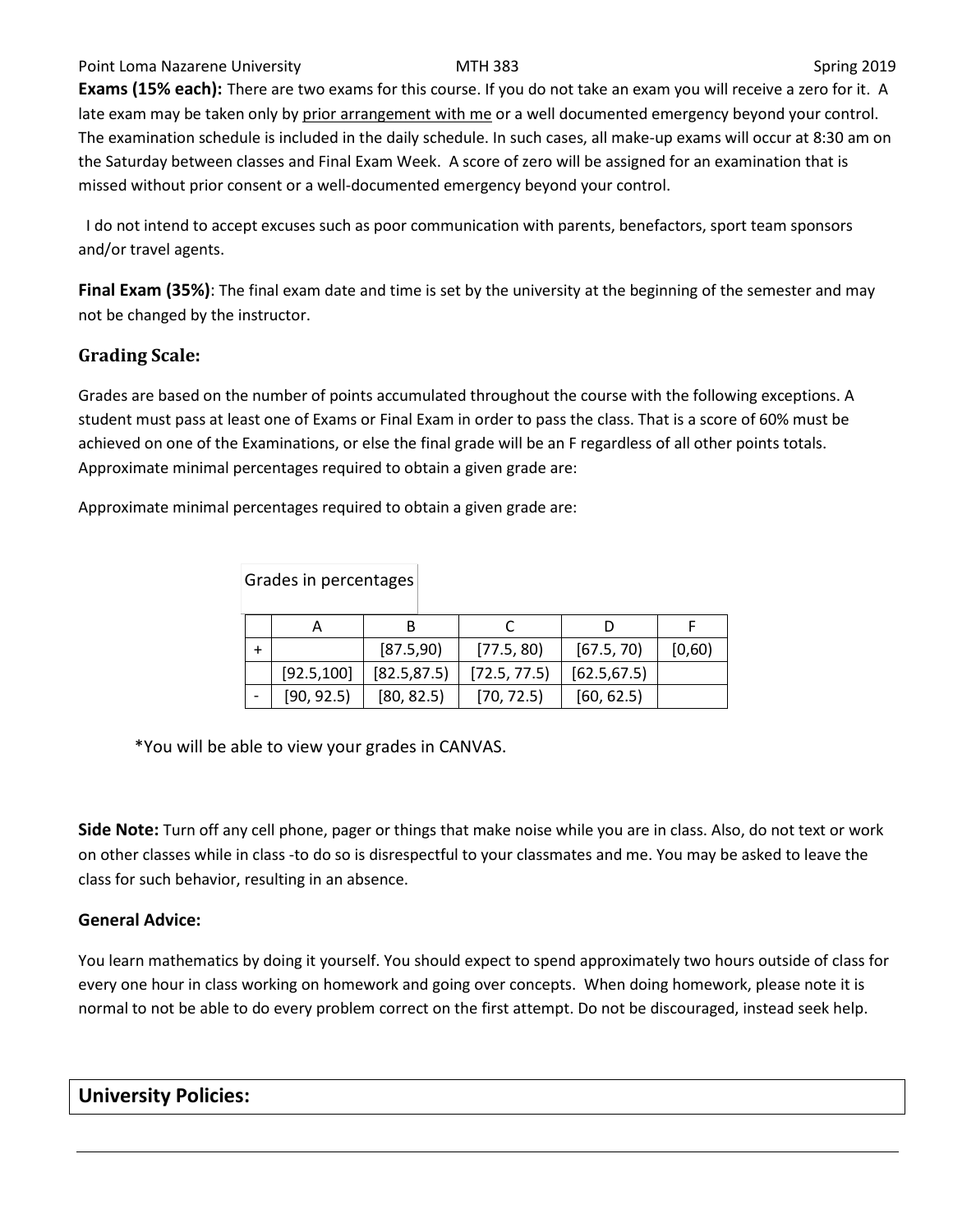**Exams (15% each):** There are two exams for this course. If you do not take an exam you will receive a zero for it. A late exam may be taken only by prior arrangement with me or a well documented emergency beyond your control. The examination schedule is included in the daily schedule. In such cases, all make-up exams will occur at 8:30 am on the Saturday between classes and Final Exam Week. A score of zero will be assigned for an examination that is missed without prior consent or a well-documented emergency beyond your control.

I do not intend to accept excuses such as poor communication with parents, benefactors, sport team sponsors and/or travel agents.

**Final Exam (35%)**: The final exam date and time is set by the university at the beginning of the semester and may not be changed by the instructor.

## Grading Scale:

Grades are based on the number of points accumulated throughout the course with the following exceptions. A student must pass at least one of Exams or Final Exam in order to pass the class. That is a score of 60% must be achieved on one of the Examinations, or else the final grade will be an F regardless of all other points totals. Approximate minimal percentages required to obtain a given grade are:

Approximate minimal percentages required to obtain a given grade are:

Grades in percentages

| | A | B | C | D | F |
|---|---|---|---|---|---|
| + | | [87.5,90) | [77.5, 80) | [67.5, 70) | [0,60) |
| | [92.5,100] | [82.5,87.5) | [72.5, 77.5) | [62.5,67.5) | |
| - | [90, 92.5) | [80, 82.5) | [70, 72.5) | [60, 62.5) | |

*You will be able to view your grades in CANVAS.

**Side Note:** Turn off any cell phone, pager or things that make noise while you are in class. Also, do not text or work on other classes while in class -to do so is disrespectful to your classmates and me. You may be asked to leave the class for such behavior, resulting in an absence.

**General Advice:**

You learn mathematics by doing it yourself. You should expect to spend approximately two hours outside of class for every one hour in class working on homework and going over concepts. When doing homework, please note it is normal to not be able to do every problem correct on the first attempt. Do not be discouraged, instead seek help.

## University Policies: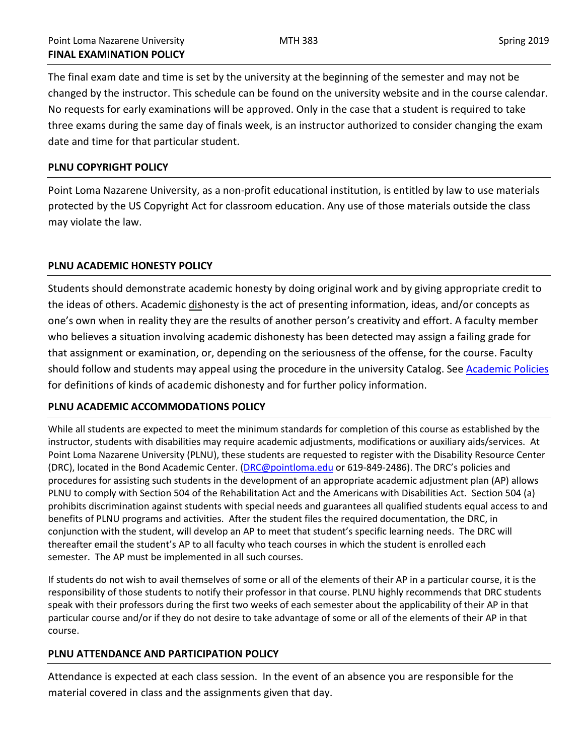## FINAL EXAMINATION POLICY

The final exam date and time is set by the university at the beginning of the semester and may not be changed by the instructor. This schedule can be found on the university website and in the course calendar. No requests for early examinations will be approved. Only in the case that a student is required to take three exams during the same day of finals week, is an instructor authorized to consider changing the exam date and time for that particular student.

## PLNU COPYRIGHT POLICY

Point Loma Nazarene University, as a non-profit educational institution, is entitled by law to use materials protected by the US Copyright Act for classroom education. Any use of those materials outside the class may violate the law.

## PLNU ACADEMIC HONESTY POLICY

Students should demonstrate academic honesty by doing original work and by giving appropriate credit to the ideas of others. Academic <u>dis</u>honesty is the act of presenting information, ideas, and/or concepts as one's own when in reality they are the results of another person's creativity and effort. A faculty member who believes a situation involving academic dishonesty has been detected may assign a failing grade for that assignment or examination, or, depending on the seriousness of the offense, for the course. Faculty should follow and students may appeal using the procedure in the university Catalog. See [Academic Policies] for definitions of kinds of academic dishonesty and for further policy information.

## PLNU ACADEMIC ACCOMMODATIONS POLICY

While all students are expected to meet the minimum standards for completion of this course as established by the instructor, students with disabilities may require academic adjustments, modifications or auxiliary aids/services. At Point Loma Nazarene University (PLNU), these students are requested to register with the Disability Resource Center (DRC), located in the Bond Academic Center. (DRC@pointloma.edu or 619-849-2486). The DRC's policies and procedures for assisting such students in the development of an appropriate academic adjustment plan (AP) allows PLNU to comply with Section 504 of the Rehabilitation Act and the Americans with Disabilities Act. Section 504 (a) prohibits discrimination against students with special needs and guarantees all qualified students equal access to and benefits of PLNU programs and activities. After the student files the required documentation, the DRC, in conjunction with the student, will develop an AP to meet that student's specific learning needs. The DRC will thereafter email the student's AP to all faculty who teach courses in which the student is enrolled each semester. The AP must be implemented in all such courses.

If students do not wish to avail themselves of some or all of the elements of their AP in a particular course, it is the responsibility of those students to notify their professor in that course. PLNU highly recommends that DRC students speak with their professors during the first two weeks of each semester about the applicability of their AP in that particular course and/or if they do not desire to take advantage of some or all of the elements of their AP in that course.

## PLNU ATTENDANCE AND PARTICIPATION POLICY

Attendance is expected at each class session. In the event of an absence you are responsible for the material covered in class and the assignments given that day.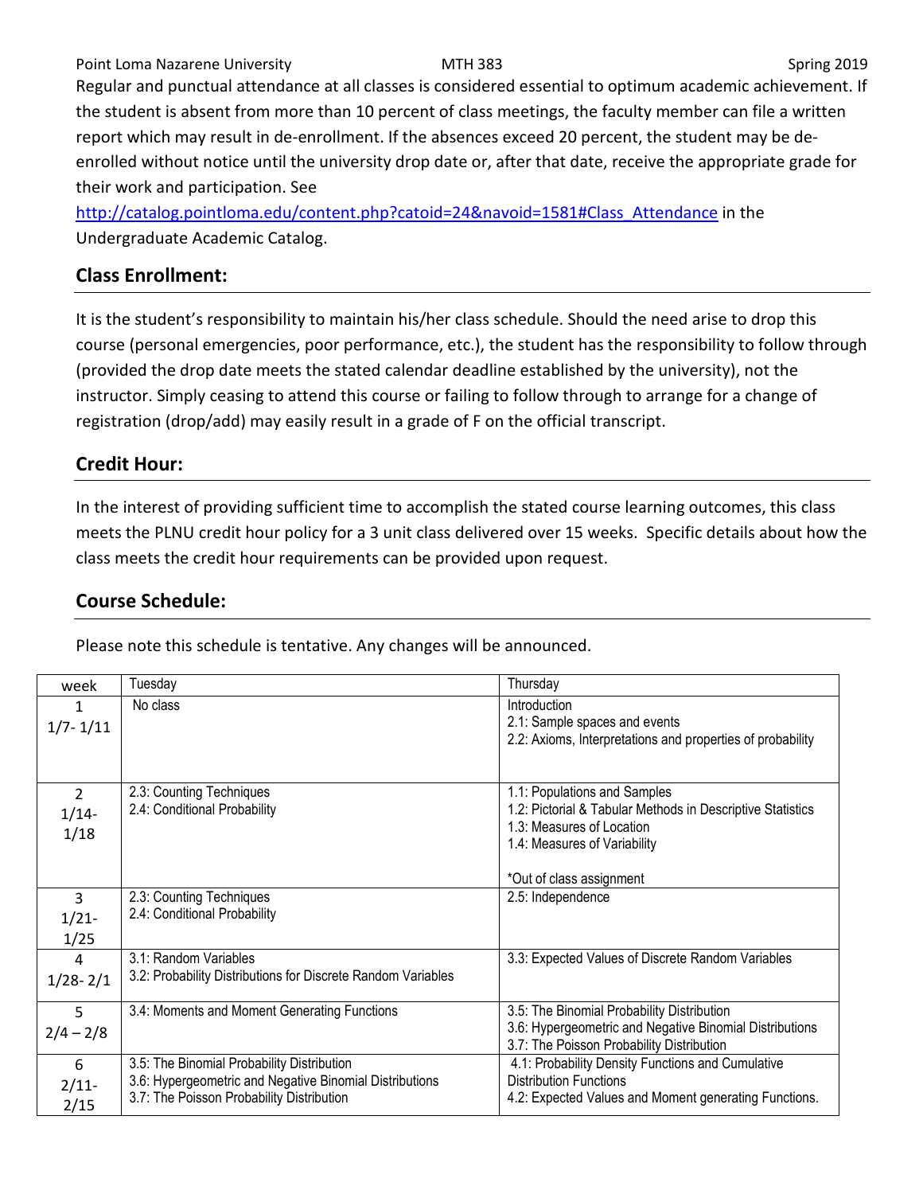Regular and punctual attendance at all classes is considered essential to optimum academic achievement. If the student is absent from more than 10 percent of class meetings, the faculty member can file a written report which may result in de-enrollment. If the absences exceed 20 percent, the student may be de-enrolled without notice until the university drop date or, after that date, receive the appropriate grade for their work and participation. See http://catalog.pointloma.edu/content.php?catoid=24&navoid=1581#Class_Attendance in the Undergraduate Academic Catalog.

## Class Enrollment:

It is the student's responsibility to maintain his/her class schedule. Should the need arise to drop this course (personal emergencies, poor performance, etc.), the student has the responsibility to follow through (provided the drop date meets the stated calendar deadline established by the university), not the instructor. Simply ceasing to attend this course or failing to follow through to arrange for a change of registration (drop/add) may easily result in a grade of F on the official transcript.

## Credit Hour:

In the interest of providing sufficient time to accomplish the stated course learning outcomes, this class meets the PLNU credit hour policy for a 3 unit class delivered over 15 weeks. Specific details about how the class meets the credit hour requirements can be provided upon request.

## Course Schedule:

Please note this schedule is tentative. Any changes will be announced.

| week | Tuesday | Thursday |
|---|---|---|
| 1<br>1/7- 1/11 | No class | Introduction<br>2.1: Sample spaces and events<br>2.2: Axioms, Interpretations and properties of probability |
| 2<br>1/14-1/18 | 2.3: Counting Techniques<br>2.4: Conditional Probability | 1.1: Populations and Samples<br>1.2: Pictorial & Tabular Methods in Descriptive Statistics<br>1.3: Measures of Location<br>1.4: Measures of Variability<br><br>*Out of class assignment |
| 3<br>1/21-1/25 | 2.3: Counting Techniques<br>2.4: Conditional Probability | 2.5: Independence |
| 4<br>1/28- 2/1 | 3.1: Random Variables<br>3.2: Probability Distributions for Discrete Random Variables | 3.3: Expected Values of Discrete Random Variables |
| 5<br>2/4 – 2/8 | 3.4: Moments and Moment Generating Functions | 3.5: The Binomial Probability Distribution<br>3.6: Hypergeometric and Negative Binomial Distributions<br>3.7: The Poisson Probability Distribution |
| 6<br>2/11-2/15 | 3.5: The Binomial Probability Distribution<br>3.6: Hypergeometric and Negative Binomial Distributions<br>3.7: The Poisson Probability Distribution | 4.1: Probability Density Functions and Cumulative Distribution Functions<br>4.2: Expected Values and Moment generating Functions. |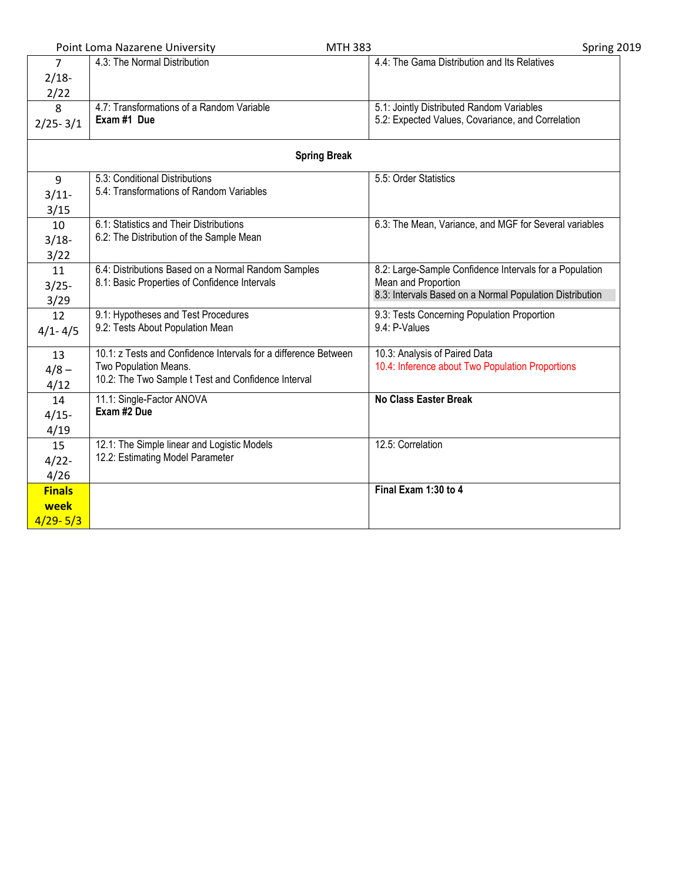| | | |
|---|---|---|
| 7<br>2/18-<br>2/22 | 4.3: The Normal Distribution | 4.4: The Gama Distribution and Its Relatives |
| 8<br>2/25- 3/1 | 4.7: Transformations of a Random Variable<br>**Exam #1 Due** | 5.1: Jointly Distributed Random Variables<br>5.2: Expected Values, Covariance, and Correlation |
| | **Spring Break** | |
| 9<br>3/11-<br>3/15 | 5.3: Conditional Distributions<br>5.4: Transformations of Random Variables | 5.5: Order Statistics |
| 10<br>3/18-<br>3/22 | 6.1: Statistics and Their Distributions<br>6.2: The Distribution of the Sample Mean | 6.3: The Mean, Variance, and MGF for Several variables |
| 11<br>3/25-<br>3/29 | 6.4: Distributions Based on a Normal Random Samples<br>8.1: Basic Properties of Confidence Intervals | 8.2: Large-Sample Confidence Intervals for a Population Mean and Proportion<br>8.3: Intervals Based on a Normal Population Distribution |
| 12<br>4/1- 4/5 | 9.1: Hypotheses and Test Procedures<br>9.2: Tests About Population Mean | 9.3: Tests Concerning Population Proportion<br>9.4: P-Values |
| 13<br>4/8 –<br>4/12 | 10.1: z Tests and Confidence Intervals for a difference Between Two Population Means.<br>10.2: The Two Sample t Test and Confidence Interval | 10.3: Analysis of Paired Data<br>10.4: Inference about Two Population Proportions |
| 14<br>4/15-<br>4/19 | 11.1: Single-Factor ANOVA<br>**Exam #2 Due** | **No Class Easter Break** |
| 15<br>4/22-<br>4/26 | 12.1: The Simple linear and Logistic Models<br>12.2: Estimating Model Parameter | 12.5: Correlation |
| **Finals week**<br>4/29- 5/3 | | **Final Exam 1:30 to 4** |